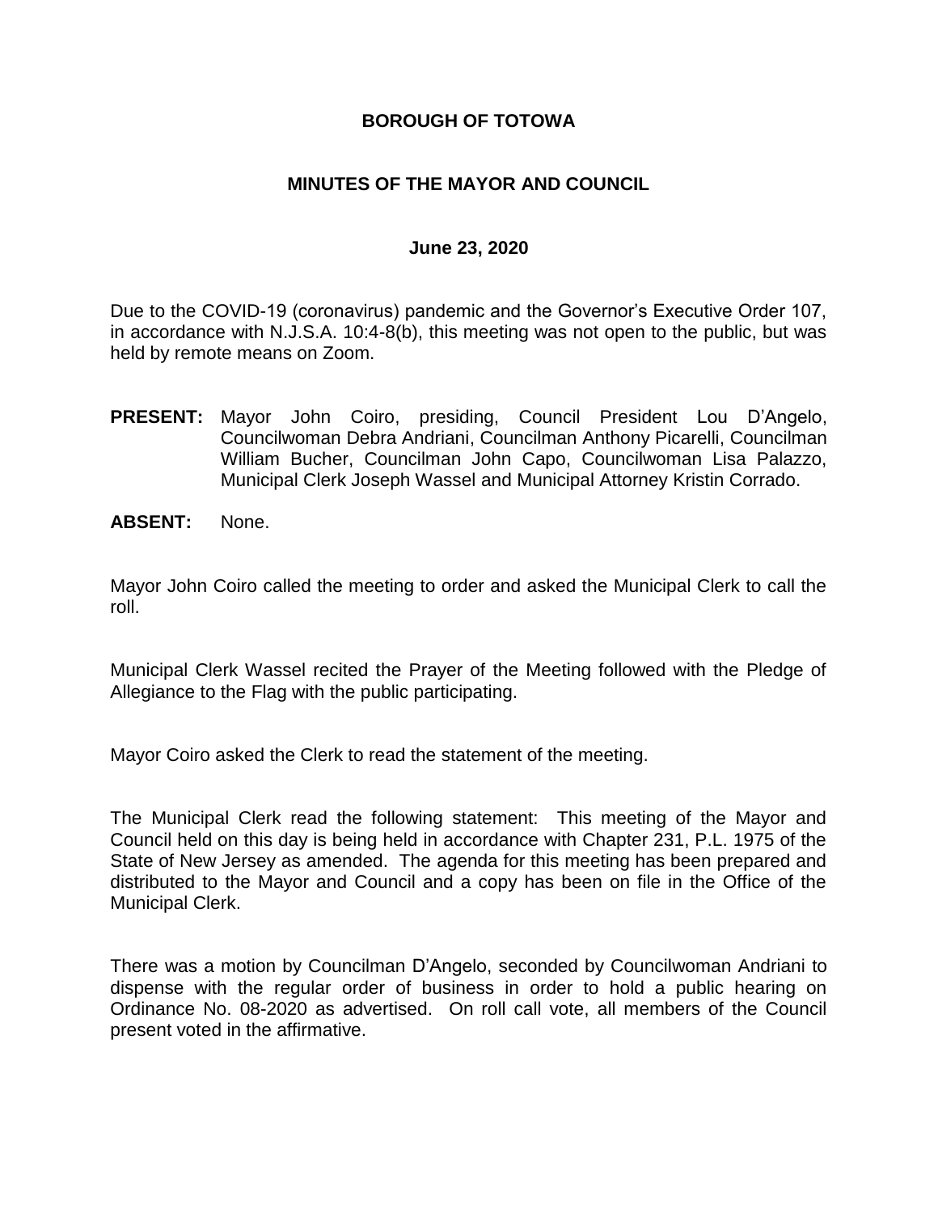# BOROUGH OF TOTOWA

## MINUTES OF THE MAYOR AND COUNCIL

### June 23, 2020

Due to the COVID-19 (coronavirus) pandemic and the Governor's Executive Order 107, in accordance with N.J.S.A. 10:4-8(b), this meeting was not open to the public, but was held by remote means on Zoom.

**PRESENT:** Mayor John Coiro, presiding, Council President Lou D'Angelo, Councilwoman Debra Andriani, Councilman Anthony Picarelli, Councilman William Bucher, Councilman John Capo, Councilwoman Lisa Palazzo, Municipal Clerk Joseph Wassel and Municipal Attorney Kristin Corrado.

**ABSENT:** None.

Mayor John Coiro called the meeting to order and asked the Municipal Clerk to call the roll.

Municipal Clerk Wassel recited the Prayer of the Meeting followed with the Pledge of Allegiance to the Flag with the public participating.

Mayor Coiro asked the Clerk to read the statement of the meeting.

The Municipal Clerk read the following statement: This meeting of the Mayor and Council held on this day is being held in accordance with Chapter 231, P.L. 1975 of the State of New Jersey as amended. The agenda for this meeting has been prepared and distributed to the Mayor and Council and a copy has been on file in the Office of the Municipal Clerk.

There was a motion by Councilman D'Angelo, seconded by Councilwoman Andriani to dispense with the regular order of business in order to hold a public hearing on Ordinance No. 08-2020 as advertised. On roll call vote, all members of the Council present voted in the affirmative.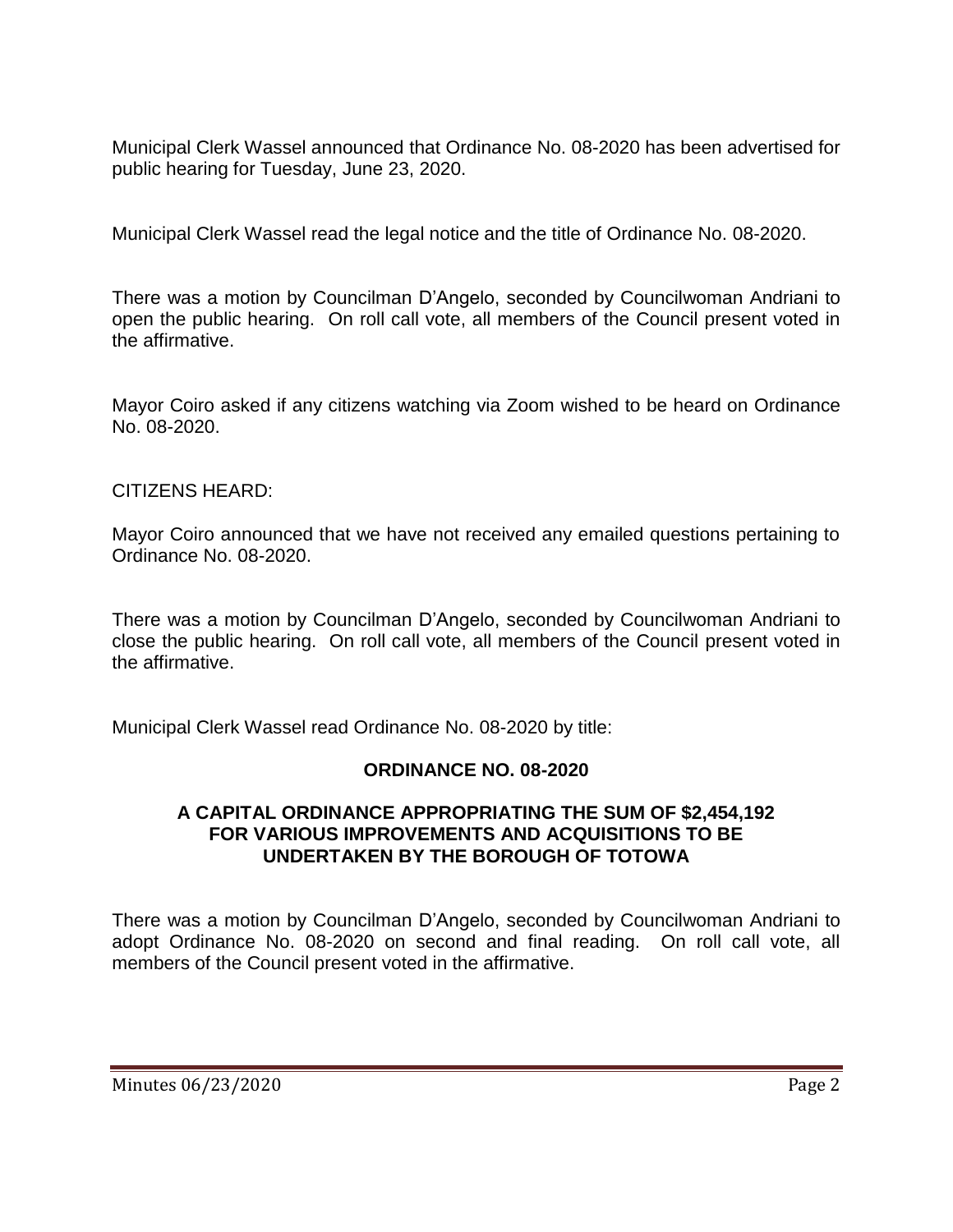Municipal Clerk Wassel announced that Ordinance No. 08-2020 has been advertised for public hearing for Tuesday, June 23, 2020.

Municipal Clerk Wassel read the legal notice and the title of Ordinance No. 08-2020.

There was a motion by Councilman D'Angelo, seconded by Councilwoman Andriani to open the public hearing. On roll call vote, all members of the Council present voted in the affirmative.

Mayor Coiro asked if any citizens watching via Zoom wished to be heard on Ordinance No. 08-2020.

CITIZENS HEARD:

Mayor Coiro announced that we have not received any emailed questions pertaining to Ordinance No. 08-2020.

There was a motion by Councilman D'Angelo, seconded by Councilwoman Andriani to close the public hearing. On roll call vote, all members of the Council present voted in the affirmative.

Municipal Clerk Wassel read Ordinance No. 08-2020 by title:

**ORDINANCE NO. 08-2020**

**A CAPITAL ORDINANCE APPROPRIATING THE SUM OF $2,454,192 FOR VARIOUS IMPROVEMENTS AND ACQUISITIONS TO BE UNDERTAKEN BY THE BOROUGH OF TOTOWA**

There was a motion by Councilman D'Angelo, seconded by Councilwoman Andriani to adopt Ordinance No. 08-2020 on second and final reading. On roll call vote, all members of the Council present voted in the affirmative.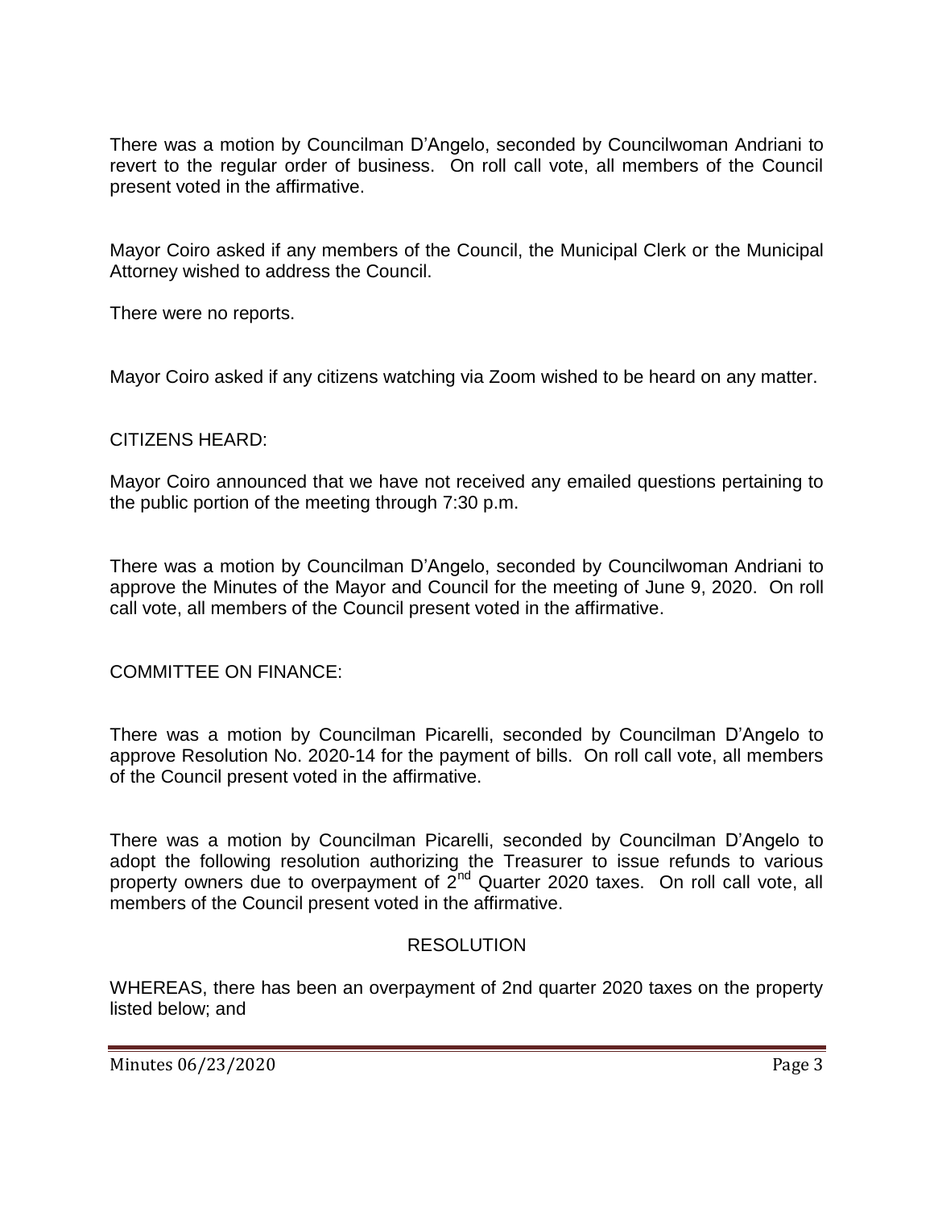There was a motion by Councilman D'Angelo, seconded by Councilwoman Andriani to revert to the regular order of business. On roll call vote, all members of the Council present voted in the affirmative.

Mayor Coiro asked if any members of the Council, the Municipal Clerk or the Municipal Attorney wished to address the Council.

There were no reports.

Mayor Coiro asked if any citizens watching via Zoom wished to be heard on any matter.

CITIZENS HEARD:

Mayor Coiro announced that we have not received any emailed questions pertaining to the public portion of the meeting through 7:30 p.m.

There was a motion by Councilman D'Angelo, seconded by Councilwoman Andriani to approve the Minutes of the Mayor and Council for the meeting of June 9, 2020. On roll call vote, all members of the Council present voted in the affirmative.

COMMITTEE ON FINANCE:

There was a motion by Councilman Picarelli, seconded by Councilman D'Angelo to approve Resolution No. 2020-14 for the payment of bills. On roll call vote, all members of the Council present voted in the affirmative.

There was a motion by Councilman Picarelli, seconded by Councilman D'Angelo to adopt the following resolution authorizing the Treasurer to issue refunds to various property owners due to overpayment of 2nd Quarter 2020 taxes. On roll call vote, all members of the Council present voted in the affirmative.

RESOLUTION

WHEREAS, there has been an overpayment of 2nd quarter 2020 taxes on the property listed below; and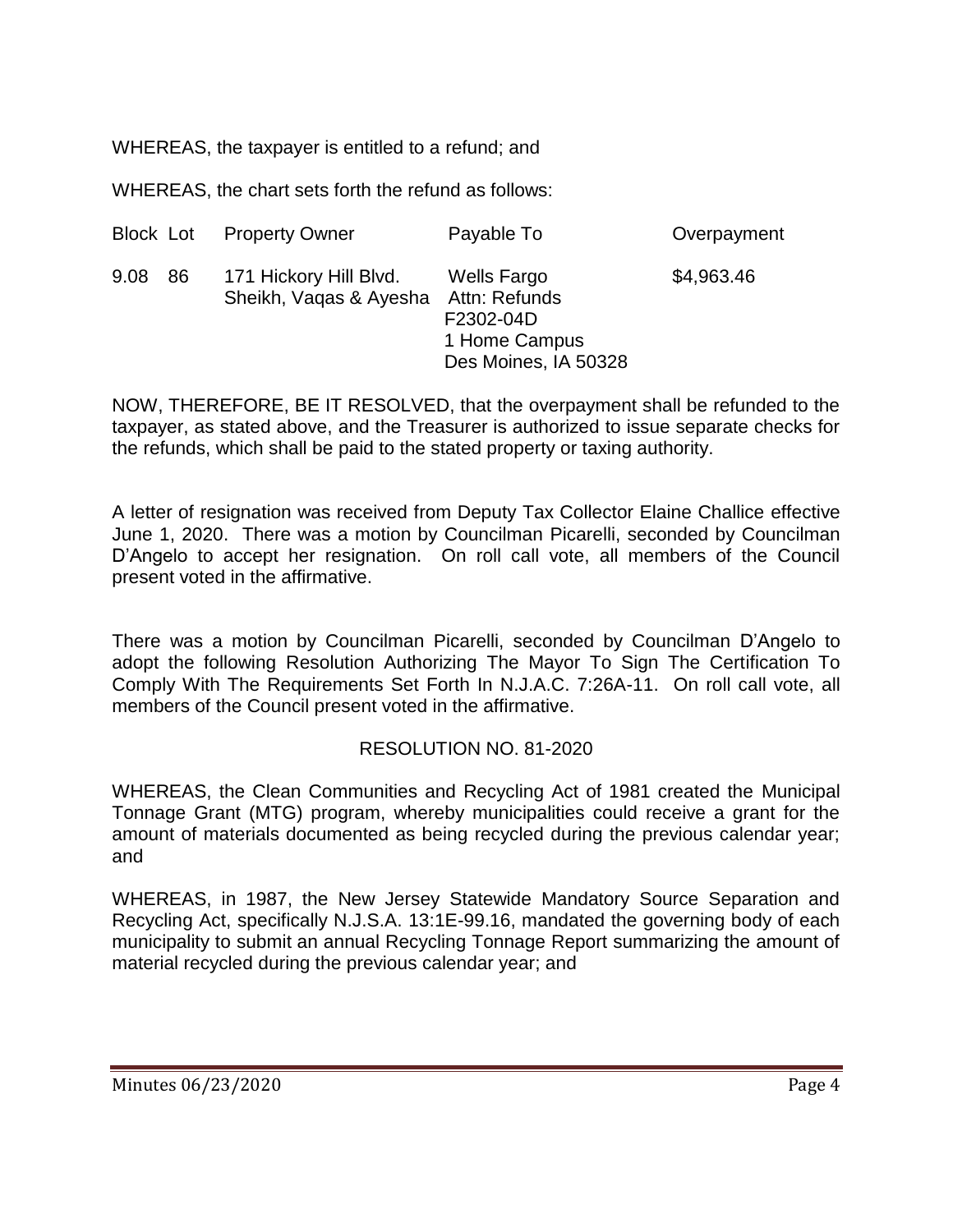WHEREAS, the taxpayer is entitled to a refund; and

WHEREAS, the chart sets forth the refund as follows:

| Block | Lot | Property Owner | Payable To | Overpayment |
|---|---|---|---|---|
| 9.08 | 86 | 171 Hickory Hill Blvd. Sheikh, Vaqas & Ayesha | Wells Fargo Attn: Refunds F2302-04D 1 Home Campus Des Moines, IA 50328 | $4,963.46 |

NOW, THEREFORE, BE IT RESOLVED, that the overpayment shall be refunded to the taxpayer, as stated above, and the Treasurer is authorized to issue separate checks for the refunds, which shall be paid to the stated property or taxing authority.

A letter of resignation was received from Deputy Tax Collector Elaine Challice effective June 1, 2020. There was a motion by Councilman Picarelli, seconded by Councilman D'Angelo to accept her resignation. On roll call vote, all members of the Council present voted in the affirmative.

There was a motion by Councilman Picarelli, seconded by Councilman D'Angelo to adopt the following Resolution Authorizing The Mayor To Sign The Certification To Comply With The Requirements Set Forth In N.J.A.C. 7:26A-11. On roll call vote, all members of the Council present voted in the affirmative.

RESOLUTION NO. 81-2020

WHEREAS, the Clean Communities and Recycling Act of 1981 created the Municipal Tonnage Grant (MTG) program, whereby municipalities could receive a grant for the amount of materials documented as being recycled during the previous calendar year; and

WHEREAS, in 1987, the New Jersey Statewide Mandatory Source Separation and Recycling Act, specifically N.J.S.A. 13:1E-99.16, mandated the governing body of each municipality to submit an annual Recycling Tonnage Report summarizing the amount of material recycled during the previous calendar year; and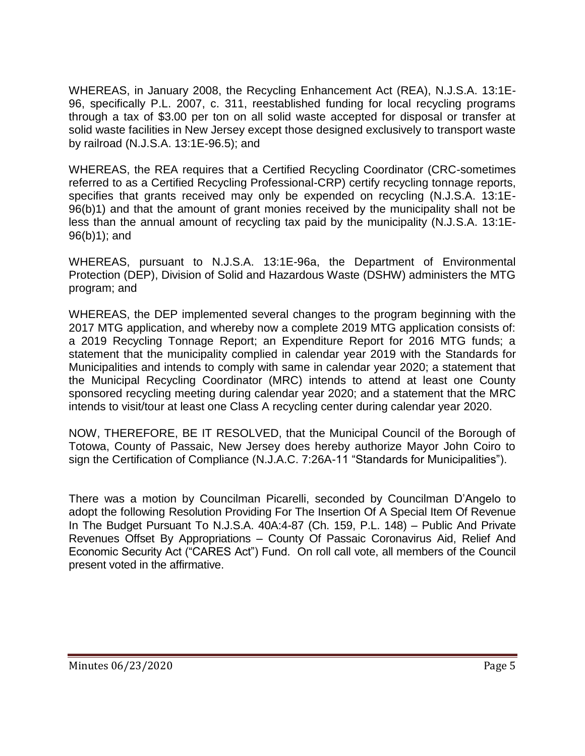WHEREAS, in January 2008, the Recycling Enhancement Act (REA), N.J.S.A. 13:1E-96, specifically P.L. 2007, c. 311, reestablished funding for local recycling programs through a tax of $3.00 per ton on all solid waste accepted for disposal or transfer at solid waste facilities in New Jersey except those designed exclusively to transport waste by railroad (N.J.S.A. 13:1E-96.5); and

WHEREAS, the REA requires that a Certified Recycling Coordinator (CRC-sometimes referred to as a Certified Recycling Professional-CRP) certify recycling tonnage reports, specifies that grants received may only be expended on recycling (N.J.S.A. 13:1E-96(b)1) and that the amount of grant monies received by the municipality shall not be less than the annual amount of recycling tax paid by the municipality (N.J.S.A. 13:1E-96(b)1); and

WHEREAS, pursuant to N.J.S.A. 13:1E-96a, the Department of Environmental Protection (DEP), Division of Solid and Hazardous Waste (DSHW) administers the MTG program; and

WHEREAS, the DEP implemented several changes to the program beginning with the 2017 MTG application, and whereby now a complete 2019 MTG application consists of: a 2019 Recycling Tonnage Report; an Expenditure Report for 2016 MTG funds; a statement that the municipality complied in calendar year 2019 with the Standards for Municipalities and intends to comply with same in calendar year 2020; a statement that the Municipal Recycling Coordinator (MRC) intends to attend at least one County sponsored recycling meeting during calendar year 2020; and a statement that the MRC intends to visit/tour at least one Class A recycling center during calendar year 2020.

NOW, THEREFORE, BE IT RESOLVED, that the Municipal Council of the Borough of Totowa, County of Passaic, New Jersey does hereby authorize Mayor John Coiro to sign the Certification of Compliance (N.J.A.C. 7:26A-11 "Standards for Municipalities").

There was a motion by Councilman Picarelli, seconded by Councilman D'Angelo to adopt the following Resolution Providing For The Insertion Of A Special Item Of Revenue In The Budget Pursuant To N.J.S.A. 40A:4-87 (Ch. 159, P.L. 148) – Public And Private Revenues Offset By Appropriations – County Of Passaic Coronavirus Aid, Relief And Economic Security Act ("CARES Act") Fund. On roll call vote, all members of the Council present voted in the affirmative.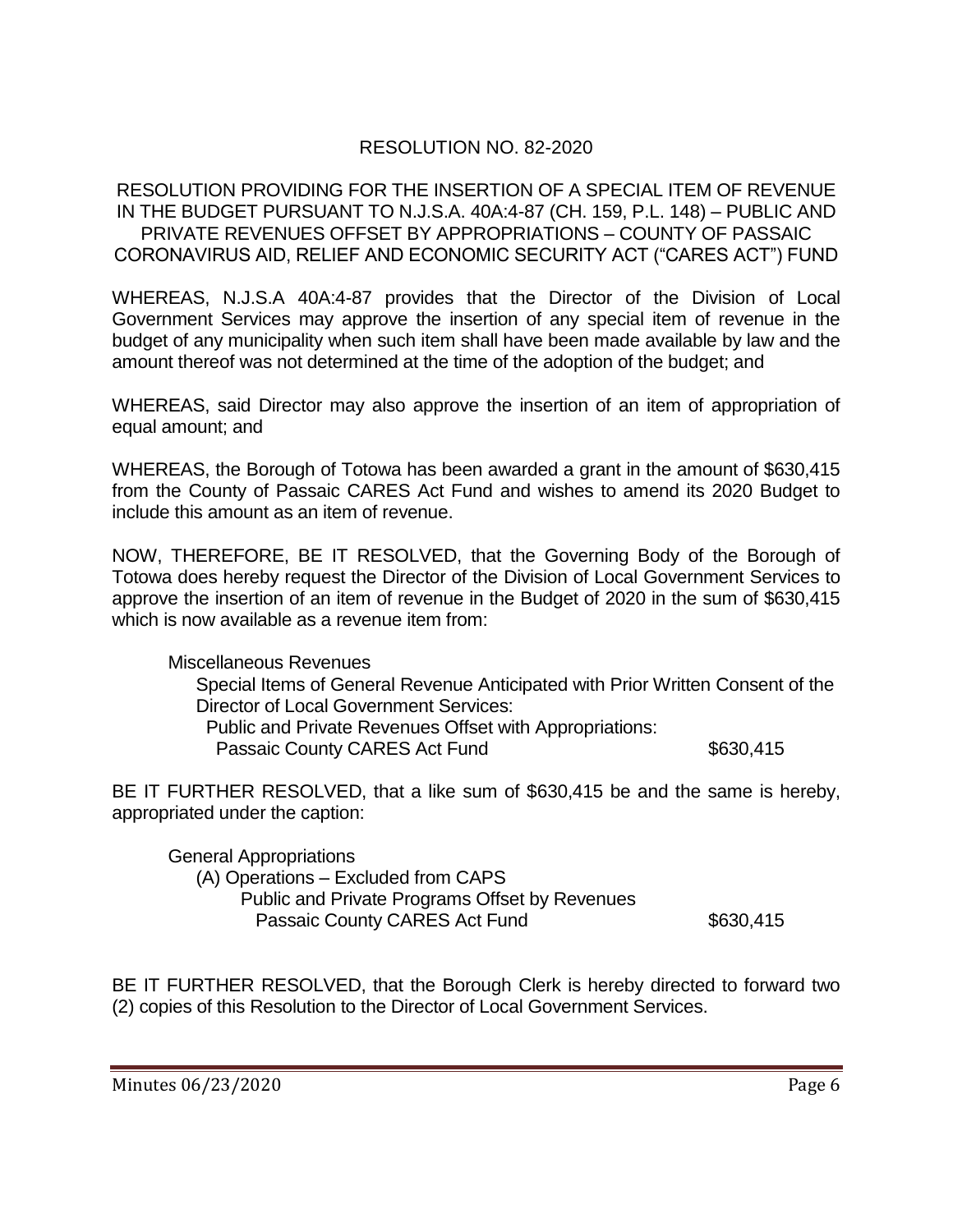## RESOLUTION NO. 82-2020

## RESOLUTION PROVIDING FOR THE INSERTION OF A SPECIAL ITEM OF REVENUE IN THE BUDGET PURSUANT TO N.J.S.A. 40A:4-87 (CH. 159, P.L. 148) – PUBLIC AND PRIVATE REVENUES OFFSET BY APPROPRIATIONS – COUNTY OF PASSAIC CORONAVIRUS AID, RELIEF AND ECONOMIC SECURITY ACT ("CARES ACT") FUND

WHEREAS, N.J.S.A 40A:4-87 provides that the Director of the Division of Local Government Services may approve the insertion of any special item of revenue in the budget of any municipality when such item shall have been made available by law and the amount thereof was not determined at the time of the adoption of the budget; and

WHEREAS, said Director may also approve the insertion of an item of appropriation of equal amount; and

WHEREAS, the Borough of Totowa has been awarded a grant in the amount of $630,415 from the County of Passaic CARES Act Fund and wishes to amend its 2020 Budget to include this amount as an item of revenue.

NOW, THEREFORE, BE IT RESOLVED, that the Governing Body of the Borough of Totowa does hereby request the Director of the Division of Local Government Services to approve the insertion of an item of revenue in the Budget of 2020 in the sum of $630,415 which is now available as a revenue item from:

Miscellaneous Revenues
  Special Items of General Revenue Anticipated with Prior Written Consent of the Director of Local Government Services:
    Public and Private Revenues Offset with Appropriations:
      Passaic County CARES Act Fund    $630,415

BE IT FURTHER RESOLVED, that a like sum of $630,415 be and the same is hereby, appropriated under the caption:

General Appropriations
  (A) Operations – Excluded from CAPS
    Public and Private Programs Offset by Revenues
      Passaic County CARES Act Fund    $630,415

BE IT FURTHER RESOLVED, that the Borough Clerk is hereby directed to forward two (2) copies of this Resolution to the Director of Local Government Services.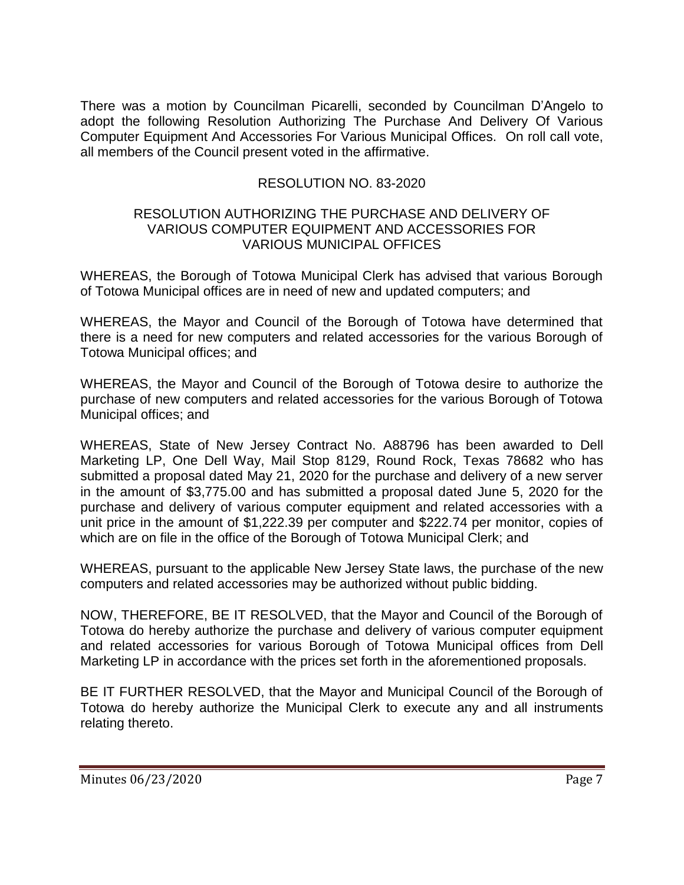There was a motion by Councilman Picarelli, seconded by Councilman D'Angelo to adopt the following Resolution Authorizing The Purchase And Delivery Of Various Computer Equipment And Accessories For Various Municipal Offices. On roll call vote, all members of the Council present voted in the affirmative.

RESOLUTION NO. 83-2020

RESOLUTION AUTHORIZING THE PURCHASE AND DELIVERY OF VARIOUS COMPUTER EQUIPMENT AND ACCESSORIES FOR VARIOUS MUNICIPAL OFFICES

WHEREAS, the Borough of Totowa Municipal Clerk has advised that various Borough of Totowa Municipal offices are in need of new and updated computers; and

WHEREAS, the Mayor and Council of the Borough of Totowa have determined that there is a need for new computers and related accessories for the various Borough of Totowa Municipal offices; and

WHEREAS, the Mayor and Council of the Borough of Totowa desire to authorize the purchase of new computers and related accessories for the various Borough of Totowa Municipal offices; and

WHEREAS, State of New Jersey Contract No. A88796 has been awarded to Dell Marketing LP, One Dell Way, Mail Stop 8129, Round Rock, Texas 78682 who has submitted a proposal dated May 21, 2020 for the purchase and delivery of a new server in the amount of $3,775.00 and has submitted a proposal dated June 5, 2020 for the purchase and delivery of various computer equipment and related accessories with a unit price in the amount of $1,222.39 per computer and $222.74 per monitor, copies of which are on file in the office of the Borough of Totowa Municipal Clerk; and

WHEREAS, pursuant to the applicable New Jersey State laws, the purchase of the new computers and related accessories may be authorized without public bidding.

NOW, THEREFORE, BE IT RESOLVED, that the Mayor and Council of the Borough of Totowa do hereby authorize the purchase and delivery of various computer equipment and related accessories for various Borough of Totowa Municipal offices from Dell Marketing LP in accordance with the prices set forth in the aforementioned proposals.

BE IT FURTHER RESOLVED, that the Mayor and Municipal Council of the Borough of Totowa do hereby authorize the Municipal Clerk to execute any and all instruments relating thereto.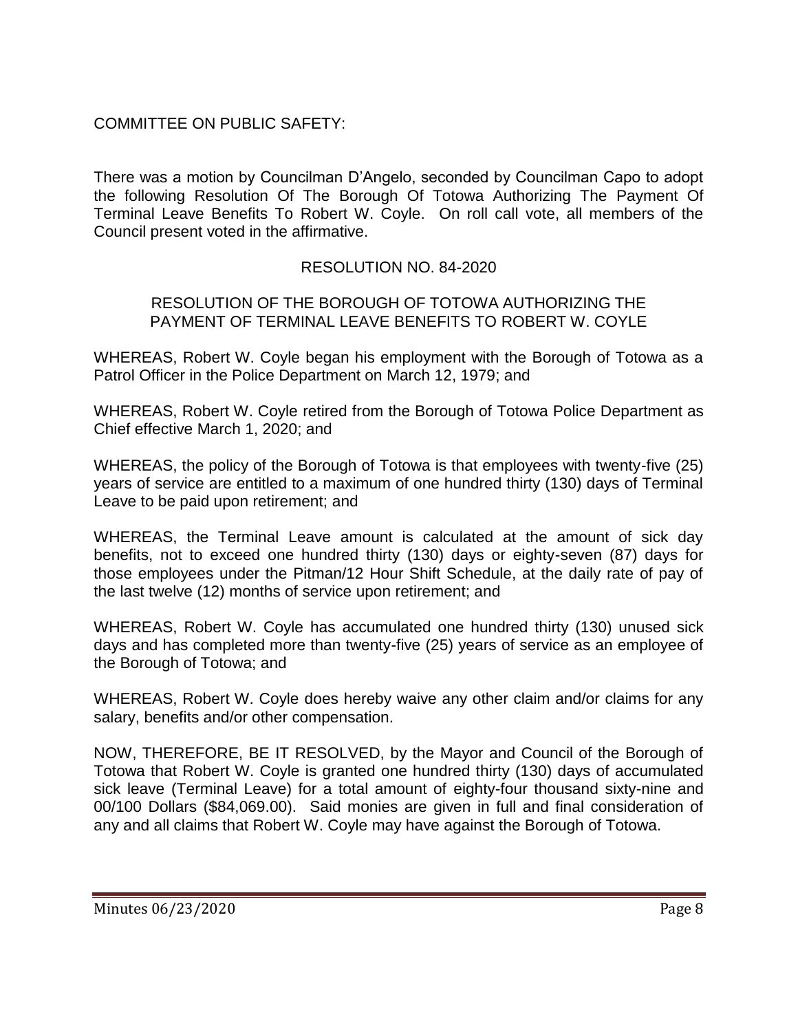COMMITTEE ON PUBLIC SAFETY:

There was a motion by Councilman D'Angelo, seconded by Councilman Capo to adopt the following Resolution Of The Borough Of Totowa Authorizing The Payment Of Terminal Leave Benefits To Robert W. Coyle. On roll call vote, all members of the Council present voted in the affirmative.

RESOLUTION NO. 84-2020

RESOLUTION OF THE BOROUGH OF TOTOWA AUTHORIZING THE PAYMENT OF TERMINAL LEAVE BENEFITS TO ROBERT W. COYLE

WHEREAS, Robert W. Coyle began his employment with the Borough of Totowa as a Patrol Officer in the Police Department on March 12, 1979; and

WHEREAS, Robert W. Coyle retired from the Borough of Totowa Police Department as Chief effective March 1, 2020; and

WHEREAS, the policy of the Borough of Totowa is that employees with twenty-five (25) years of service are entitled to a maximum of one hundred thirty (130) days of Terminal Leave to be paid upon retirement; and

WHEREAS, the Terminal Leave amount is calculated at the amount of sick day benefits, not to exceed one hundred thirty (130) days or eighty-seven (87) days for those employees under the Pitman/12 Hour Shift Schedule, at the daily rate of pay of the last twelve (12) months of service upon retirement; and

WHEREAS, Robert W. Coyle has accumulated one hundred thirty (130) unused sick days and has completed more than twenty-five (25) years of service as an employee of the Borough of Totowa; and

WHEREAS, Robert W. Coyle does hereby waive any other claim and/or claims for any salary, benefits and/or other compensation.

NOW, THEREFORE, BE IT RESOLVED, by the Mayor and Council of the Borough of Totowa that Robert W. Coyle is granted one hundred thirty (130) days of accumulated sick leave (Terminal Leave) for a total amount of eighty-four thousand sixty-nine and 00/100 Dollars ($84,069.00). Said monies are given in full and final consideration of any and all claims that Robert W. Coyle may have against the Borough of Totowa.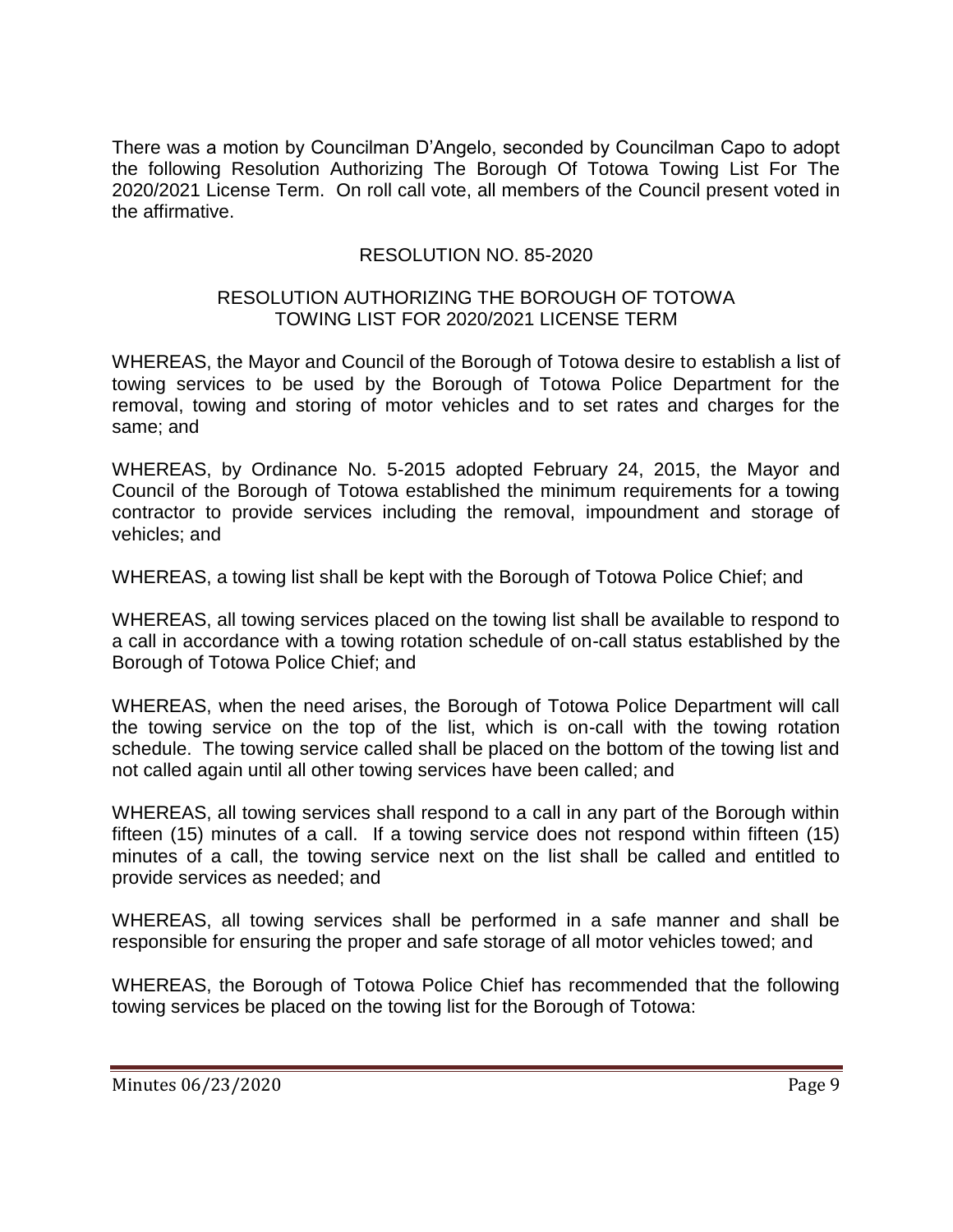There was a motion by Councilman D'Angelo, seconded by Councilman Capo to adopt the following Resolution Authorizing The Borough Of Totowa Towing List For The 2020/2021 License Term. On roll call vote, all members of the Council present voted in the affirmative.

RESOLUTION NO. 85-2020

RESOLUTION AUTHORIZING THE BOROUGH OF TOTOWA TOWING LIST FOR 2020/2021 LICENSE TERM

WHEREAS, the Mayor and Council of the Borough of Totowa desire to establish a list of towing services to be used by the Borough of Totowa Police Department for the removal, towing and storing of motor vehicles and to set rates and charges for the same; and

WHEREAS, by Ordinance No. 5-2015 adopted February 24, 2015, the Mayor and Council of the Borough of Totowa established the minimum requirements for a towing contractor to provide services including the removal, impoundment and storage of vehicles; and

WHEREAS, a towing list shall be kept with the Borough of Totowa Police Chief; and

WHEREAS, all towing services placed on the towing list shall be available to respond to a call in accordance with a towing rotation schedule of on-call status established by the Borough of Totowa Police Chief; and

WHEREAS, when the need arises, the Borough of Totowa Police Department will call the towing service on the top of the list, which is on-call with the towing rotation schedule. The towing service called shall be placed on the bottom of the towing list and not called again until all other towing services have been called; and

WHEREAS, all towing services shall respond to a call in any part of the Borough within fifteen (15) minutes of a call. If a towing service does not respond within fifteen (15) minutes of a call, the towing service next on the list shall be called and entitled to provide services as needed; and

WHEREAS, all towing services shall be performed in a safe manner and shall be responsible for ensuring the proper and safe storage of all motor vehicles towed; and

WHEREAS, the Borough of Totowa Police Chief has recommended that the following towing services be placed on the towing list for the Borough of Totowa: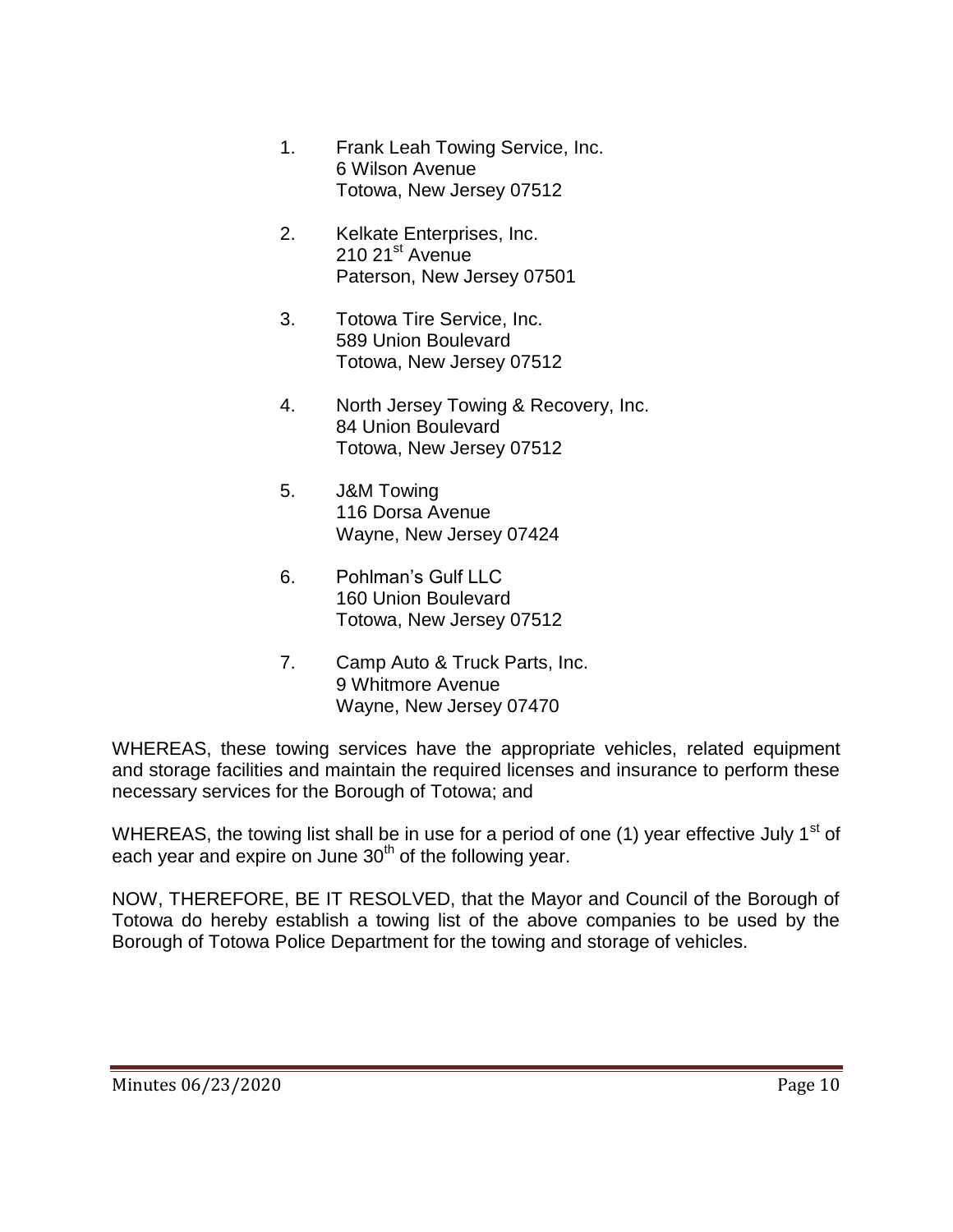1. Frank Leah Towing Service, Inc.
   6 Wilson Avenue
   Totowa, New Jersey 07512

2. Kelkate Enterprises, Inc.
   210 21st Avenue
   Paterson, New Jersey 07501

3. Totowa Tire Service, Inc.
   589 Union Boulevard
   Totowa, New Jersey 07512

4. North Jersey Towing & Recovery, Inc.
   84 Union Boulevard
   Totowa, New Jersey 07512

5. J&M Towing
   116 Dorsa Avenue
   Wayne, New Jersey 07424

6. Pohlman's Gulf LLC
   160 Union Boulevard
   Totowa, New Jersey 07512

7. Camp Auto & Truck Parts, Inc.
   9 Whitmore Avenue
   Wayne, New Jersey 07470

WHEREAS, these towing services have the appropriate vehicles, related equipment and storage facilities and maintain the required licenses and insurance to perform these necessary services for the Borough of Totowa; and

WHEREAS, the towing list shall be in use for a period of one (1) year effective July 1st of each year and expire on June 30th of the following year.

NOW, THEREFORE, BE IT RESOLVED, that the Mayor and Council of the Borough of Totowa do hereby establish a towing list of the above companies to be used by the Borough of Totowa Police Department for the towing and storage of vehicles.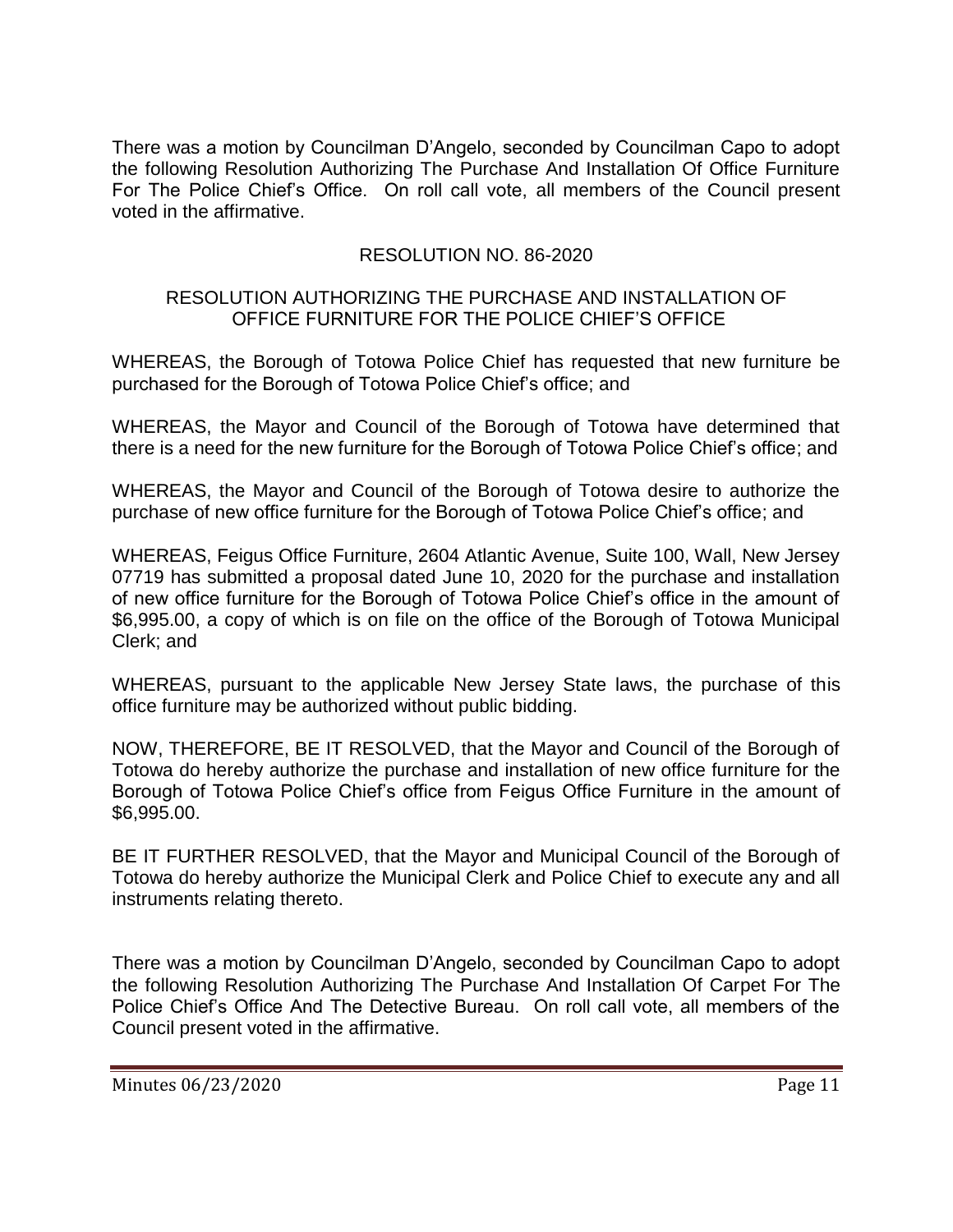There was a motion by Councilman D'Angelo, seconded by Councilman Capo to adopt the following Resolution Authorizing The Purchase And Installation Of Office Furniture For The Police Chief's Office. On roll call vote, all members of the Council present voted in the affirmative.

RESOLUTION NO. 86-2020

RESOLUTION AUTHORIZING THE PURCHASE AND INSTALLATION OF OFFICE FURNITURE FOR THE POLICE CHIEF'S OFFICE

WHEREAS, the Borough of Totowa Police Chief has requested that new furniture be purchased for the Borough of Totowa Police Chief's office; and

WHEREAS, the Mayor and Council of the Borough of Totowa have determined that there is a need for the new furniture for the Borough of Totowa Police Chief's office; and

WHEREAS, the Mayor and Council of the Borough of Totowa desire to authorize the purchase of new office furniture for the Borough of Totowa Police Chief's office; and

WHEREAS, Feigus Office Furniture, 2604 Atlantic Avenue, Suite 100, Wall, New Jersey 07719 has submitted a proposal dated June 10, 2020 for the purchase and installation of new office furniture for the Borough of Totowa Police Chief's office in the amount of $6,995.00, a copy of which is on file on the office of the Borough of Totowa Municipal Clerk; and

WHEREAS, pursuant to the applicable New Jersey State laws, the purchase of this office furniture may be authorized without public bidding.

NOW, THEREFORE, BE IT RESOLVED, that the Mayor and Council of the Borough of Totowa do hereby authorize the purchase and installation of new office furniture for the Borough of Totowa Police Chief's office from Feigus Office Furniture in the amount of $6,995.00.

BE IT FURTHER RESOLVED, that the Mayor and Municipal Council of the Borough of Totowa do hereby authorize the Municipal Clerk and Police Chief to execute any and all instruments relating thereto.

There was a motion by Councilman D'Angelo, seconded by Councilman Capo to adopt the following Resolution Authorizing The Purchase And Installation Of Carpet For The Police Chief's Office And The Detective Bureau. On roll call vote, all members of the Council present voted in the affirmative.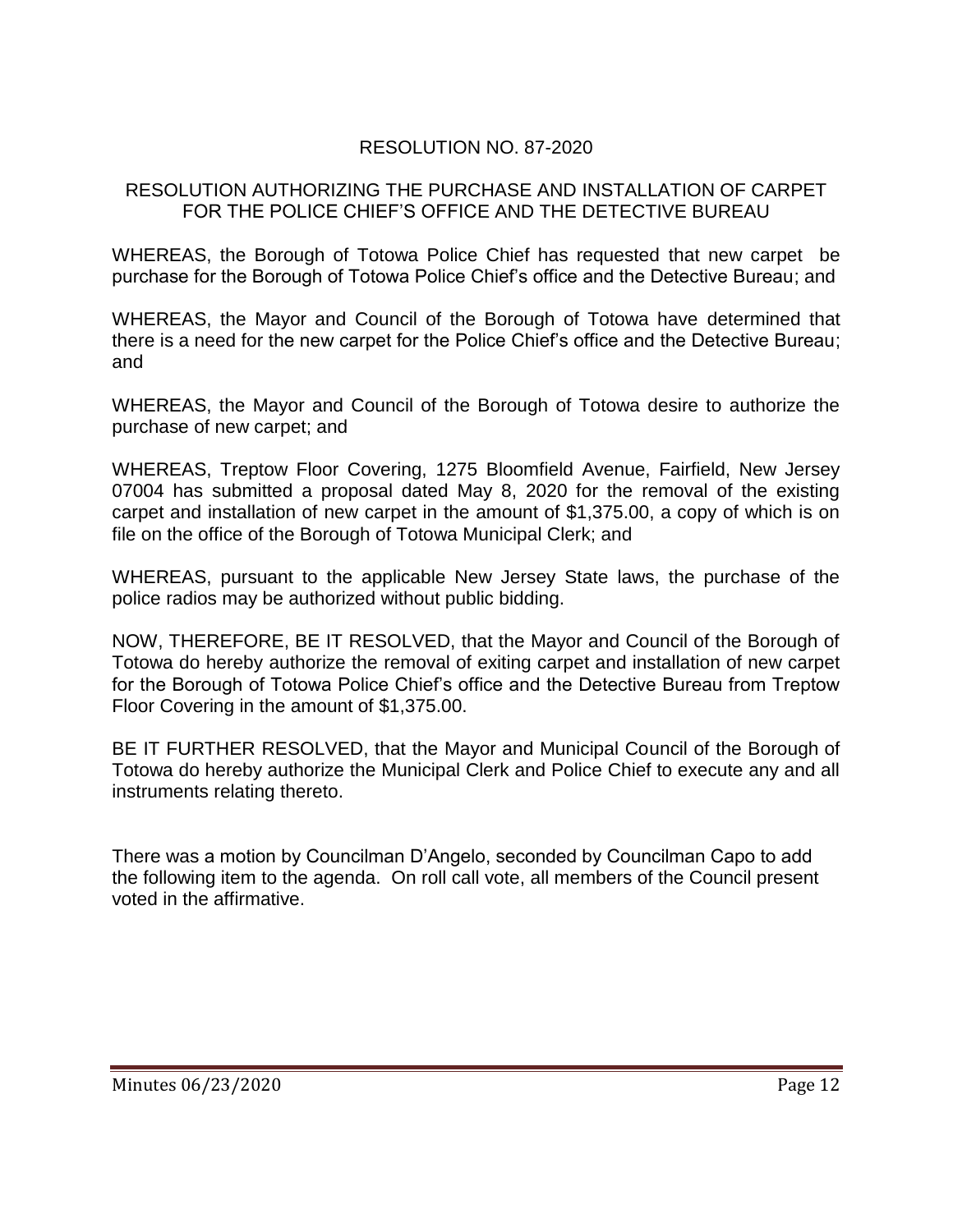RESOLUTION NO. 87-2020

RESOLUTION AUTHORIZING THE PURCHASE AND INSTALLATION OF CARPET FOR THE POLICE CHIEF'S OFFICE AND THE DETECTIVE BUREAU

WHEREAS, the Borough of Totowa Police Chief has requested that new carpet be purchase for the Borough of Totowa Police Chief's office and the Detective Bureau; and

WHEREAS, the Mayor and Council of the Borough of Totowa have determined that there is a need for the new carpet for the Police Chief's office and the Detective Bureau; and

WHEREAS, the Mayor and Council of the Borough of Totowa desire to authorize the purchase of new carpet; and

WHEREAS, Treptow Floor Covering, 1275 Bloomfield Avenue, Fairfield, New Jersey 07004 has submitted a proposal dated May 8, 2020 for the removal of the existing carpet and installation of new carpet in the amount of $1,375.00, a copy of which is on file on the office of the Borough of Totowa Municipal Clerk; and

WHEREAS, pursuant to the applicable New Jersey State laws, the purchase of the police radios may be authorized without public bidding.

NOW, THEREFORE, BE IT RESOLVED, that the Mayor and Council of the Borough of Totowa do hereby authorize the removal of exiting carpet and installation of new carpet for the Borough of Totowa Police Chief's office and the Detective Bureau from Treptow Floor Covering in the amount of $1,375.00.

BE IT FURTHER RESOLVED, that the Mayor and Municipal Council of the Borough of Totowa do hereby authorize the Municipal Clerk and Police Chief to execute any and all instruments relating thereto.

There was a motion by Councilman D'Angelo, seconded by Councilman Capo to add the following item to the agenda. On roll call vote, all members of the Council present voted in the affirmative.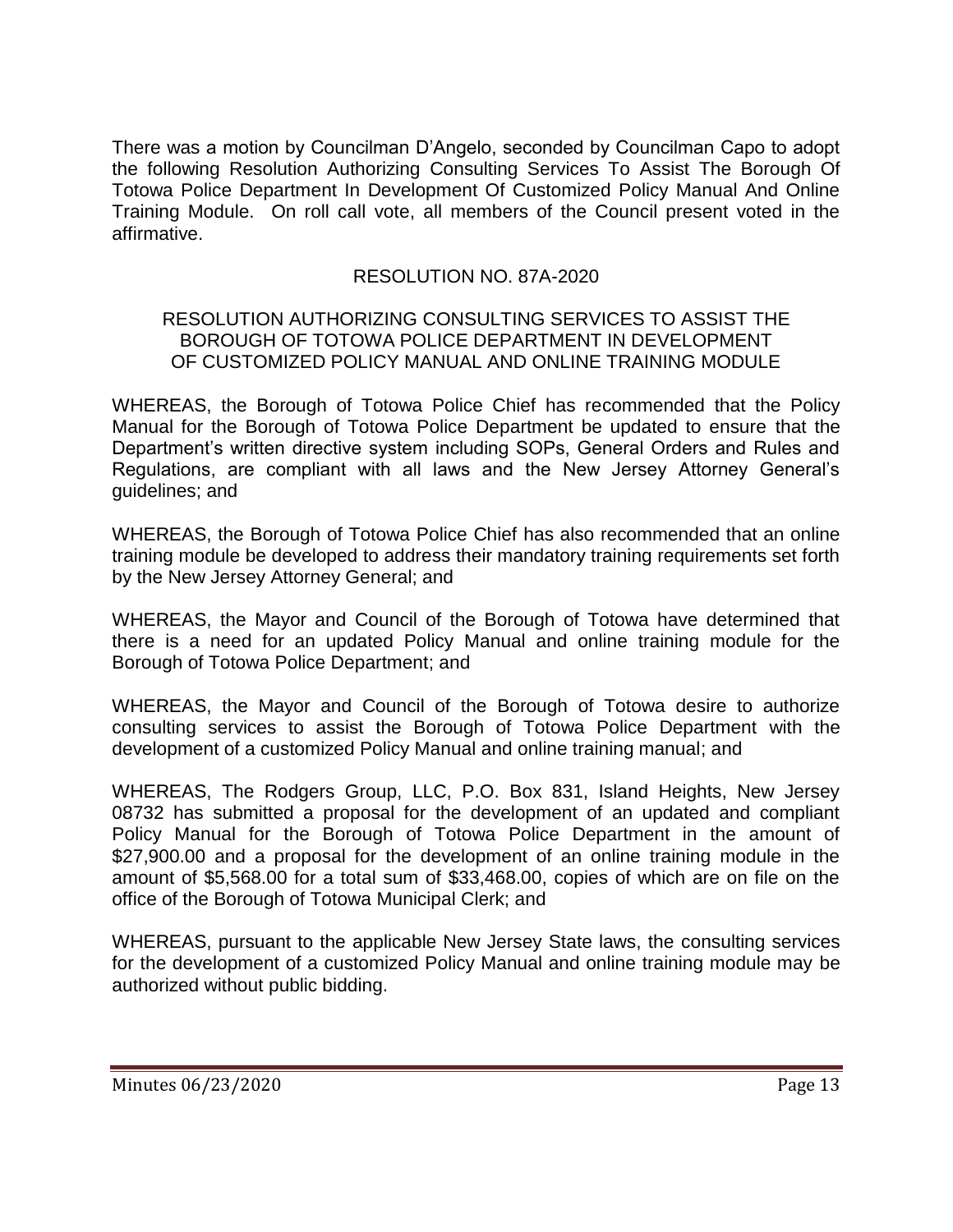There was a motion by Councilman D'Angelo, seconded by Councilman Capo to adopt the following Resolution Authorizing Consulting Services To Assist The Borough Of Totowa Police Department In Development Of Customized Policy Manual And Online Training Module. On roll call vote, all members of the Council present voted in the affirmative.

RESOLUTION NO. 87A-2020

RESOLUTION AUTHORIZING CONSULTING SERVICES TO ASSIST THE BOROUGH OF TOTOWA POLICE DEPARTMENT IN DEVELOPMENT OF CUSTOMIZED POLICY MANUAL AND ONLINE TRAINING MODULE

WHEREAS, the Borough of Totowa Police Chief has recommended that the Policy Manual for the Borough of Totowa Police Department be updated to ensure that the Department's written directive system including SOPs, General Orders and Rules and Regulations, are compliant with all laws and the New Jersey Attorney General's guidelines; and

WHEREAS, the Borough of Totowa Police Chief has also recommended that an online training module be developed to address their mandatory training requirements set forth by the New Jersey Attorney General; and

WHEREAS, the Mayor and Council of the Borough of Totowa have determined that there is a need for an updated Policy Manual and online training module for the Borough of Totowa Police Department; and

WHEREAS, the Mayor and Council of the Borough of Totowa desire to authorize consulting services to assist the Borough of Totowa Police Department with the development of a customized Policy Manual and online training manual; and

WHEREAS, The Rodgers Group, LLC, P.O. Box 831, Island Heights, New Jersey 08732 has submitted a proposal for the development of an updated and compliant Policy Manual for the Borough of Totowa Police Department in the amount of $27,900.00 and a proposal for the development of an online training module in the amount of $5,568.00 for a total sum of $33,468.00, copies of which are on file on the office of the Borough of Totowa Municipal Clerk; and

WHEREAS, pursuant to the applicable New Jersey State laws, the consulting services for the development of a customized Policy Manual and online training module may be authorized without public bidding.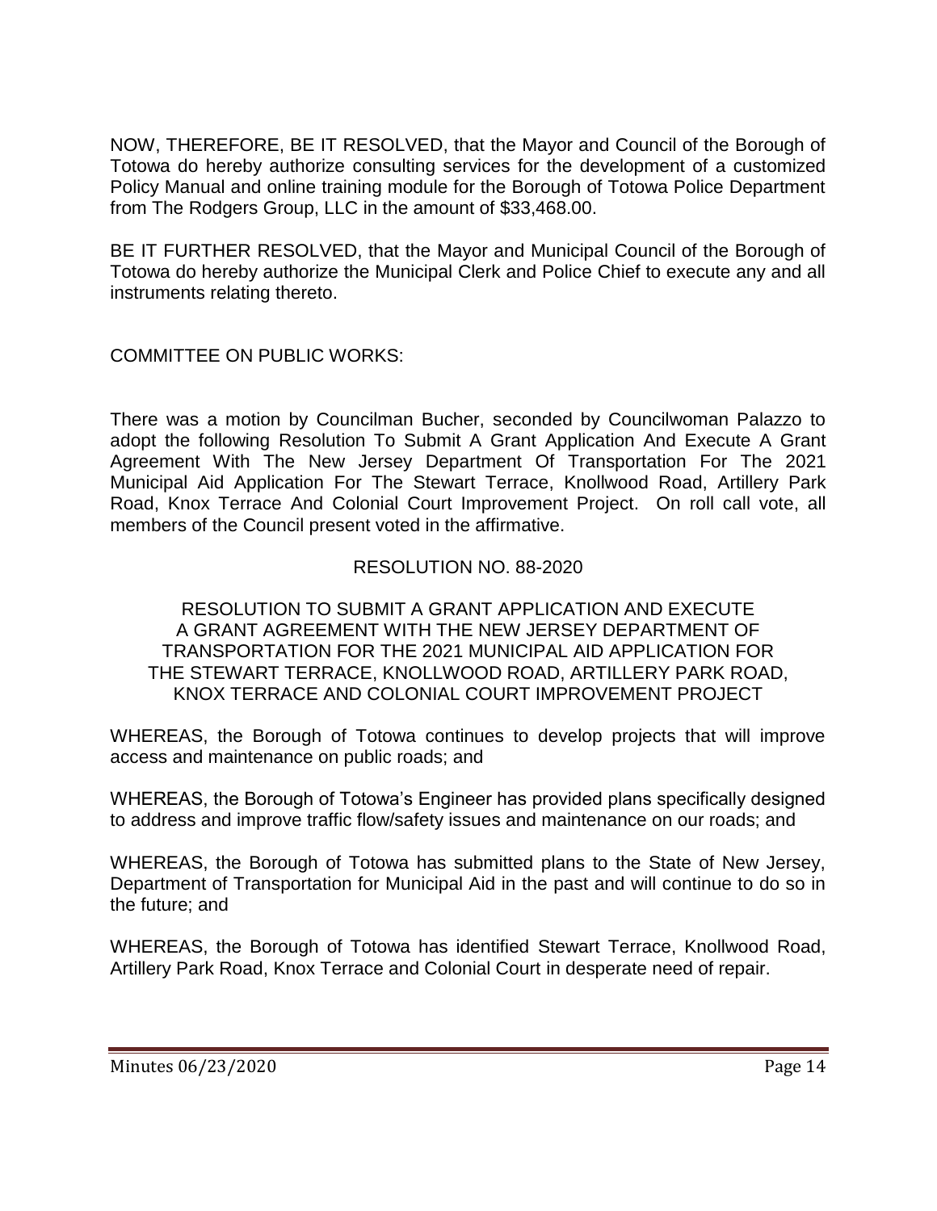NOW, THEREFORE, BE IT RESOLVED, that the Mayor and Council of the Borough of Totowa do hereby authorize consulting services for the development of a customized Policy Manual and online training module for the Borough of Totowa Police Department from The Rodgers Group, LLC in the amount of $33,468.00.

BE IT FURTHER RESOLVED, that the Mayor and Municipal Council of the Borough of Totowa do hereby authorize the Municipal Clerk and Police Chief to execute any and all instruments relating thereto.

COMMITTEE ON PUBLIC WORKS:

There was a motion by Councilman Bucher, seconded by Councilwoman Palazzo to adopt the following Resolution To Submit A Grant Application And Execute A Grant Agreement With The New Jersey Department Of Transportation For The 2021 Municipal Aid Application For The Stewart Terrace, Knollwood Road, Artillery Park Road, Knox Terrace And Colonial Court Improvement Project. On roll call vote, all members of the Council present voted in the affirmative.

RESOLUTION NO. 88-2020

RESOLUTION TO SUBMIT A GRANT APPLICATION AND EXECUTE A GRANT AGREEMENT WITH THE NEW JERSEY DEPARTMENT OF TRANSPORTATION FOR THE 2021 MUNICIPAL AID APPLICATION FOR THE STEWART TERRACE, KNOLLWOOD ROAD, ARTILLERY PARK ROAD, KNOX TERRACE AND COLONIAL COURT IMPROVEMENT PROJECT

WHEREAS, the Borough of Totowa continues to develop projects that will improve access and maintenance on public roads; and

WHEREAS, the Borough of Totowa's Engineer has provided plans specifically designed to address and improve traffic flow/safety issues and maintenance on our roads; and

WHEREAS, the Borough of Totowa has submitted plans to the State of New Jersey, Department of Transportation for Municipal Aid in the past and will continue to do so in the future; and

WHEREAS, the Borough of Totowa has identified Stewart Terrace, Knollwood Road, Artillery Park Road, Knox Terrace and Colonial Court in desperate need of repair.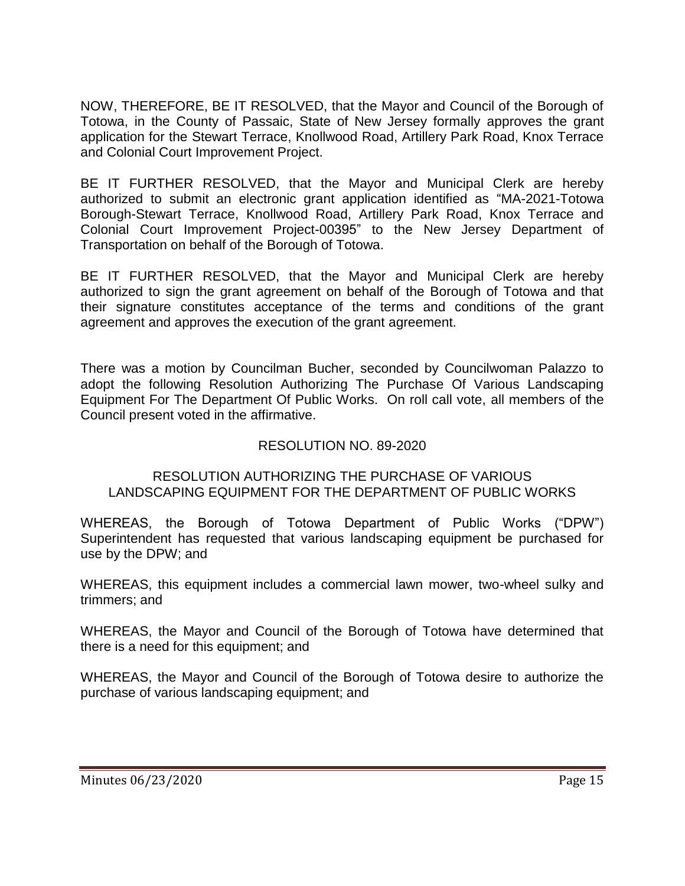NOW, THEREFORE, BE IT RESOLVED, that the Mayor and Council of the Borough of Totowa, in the County of Passaic, State of New Jersey formally approves the grant application for the Stewart Terrace, Knollwood Road, Artillery Park Road, Knox Terrace and Colonial Court Improvement Project.

BE IT FURTHER RESOLVED, that the Mayor and Municipal Clerk are hereby authorized to submit an electronic grant application identified as "MA-2021-Totowa Borough-Stewart Terrace, Knollwood Road, Artillery Park Road, Knox Terrace and Colonial Court Improvement Project-00395" to the New Jersey Department of Transportation on behalf of the Borough of Totowa.

BE IT FURTHER RESOLVED, that the Mayor and Municipal Clerk are hereby authorized to sign the grant agreement on behalf of the Borough of Totowa and that their signature constitutes acceptance of the terms and conditions of the grant agreement and approves the execution of the grant agreement.

There was a motion by Councilman Bucher, seconded by Councilwoman Palazzo to adopt the following Resolution Authorizing The Purchase Of Various Landscaping Equipment For The Department Of Public Works. On roll call vote, all members of the Council present voted in the affirmative.

RESOLUTION NO. 89-2020

RESOLUTION AUTHORIZING THE PURCHASE OF VARIOUS LANDSCAPING EQUIPMENT FOR THE DEPARTMENT OF PUBLIC WORKS

WHEREAS, the Borough of Totowa Department of Public Works ("DPW") Superintendent has requested that various landscaping equipment be purchased for use by the DPW; and

WHEREAS, this equipment includes a commercial lawn mower, two-wheel sulky and trimmers; and

WHEREAS, the Mayor and Council of the Borough of Totowa have determined that there is a need for this equipment; and

WHEREAS, the Mayor and Council of the Borough of Totowa desire to authorize the purchase of various landscaping equipment; and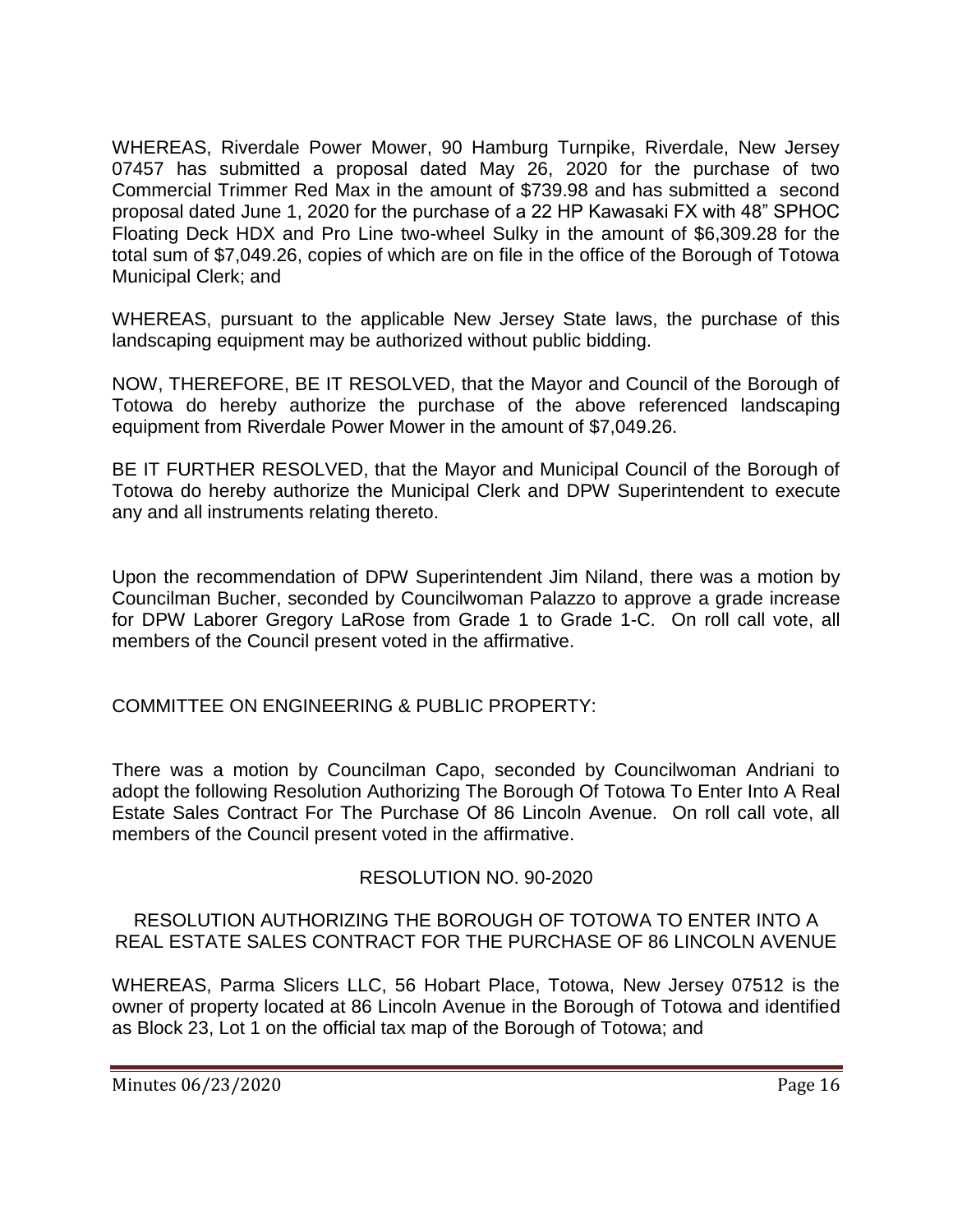WHEREAS, Riverdale Power Mower, 90 Hamburg Turnpike, Riverdale, New Jersey 07457 has submitted a proposal dated May 26, 2020 for the purchase of two Commercial Trimmer Red Max in the amount of $739.98 and has submitted a second proposal dated June 1, 2020 for the purchase of a 22 HP Kawasaki FX with 48" SPHOC Floating Deck HDX and Pro Line two-wheel Sulky in the amount of $6,309.28 for the total sum of $7,049.26, copies of which are on file in the office of the Borough of Totowa Municipal Clerk; and

WHEREAS, pursuant to the applicable New Jersey State laws, the purchase of this landscaping equipment may be authorized without public bidding.

NOW, THEREFORE, BE IT RESOLVED, that the Mayor and Council of the Borough of Totowa do hereby authorize the purchase of the above referenced landscaping equipment from Riverdale Power Mower in the amount of $7,049.26.

BE IT FURTHER RESOLVED, that the Mayor and Municipal Council of the Borough of Totowa do hereby authorize the Municipal Clerk and DPW Superintendent to execute any and all instruments relating thereto.

Upon the recommendation of DPW Superintendent Jim Niland, there was a motion by Councilman Bucher, seconded by Councilwoman Palazzo to approve a grade increase for DPW Laborer Gregory LaRose from Grade 1 to Grade 1-C. On roll call vote, all members of the Council present voted in the affirmative.

COMMITTEE ON ENGINEERING & PUBLIC PROPERTY:

There was a motion by Councilman Capo, seconded by Councilwoman Andriani to adopt the following Resolution Authorizing The Borough Of Totowa To Enter Into A Real Estate Sales Contract For The Purchase Of 86 Lincoln Avenue. On roll call vote, all members of the Council present voted in the affirmative.

RESOLUTION NO. 90-2020

RESOLUTION AUTHORIZING THE BOROUGH OF TOTOWA TO ENTER INTO A REAL ESTATE SALES CONTRACT FOR THE PURCHASE OF 86 LINCOLN AVENUE

WHEREAS, Parma Slicers LLC, 56 Hobart Place, Totowa, New Jersey 07512 is the owner of property located at 86 Lincoln Avenue in the Borough of Totowa and identified as Block 23, Lot 1 on the official tax map of the Borough of Totowa; and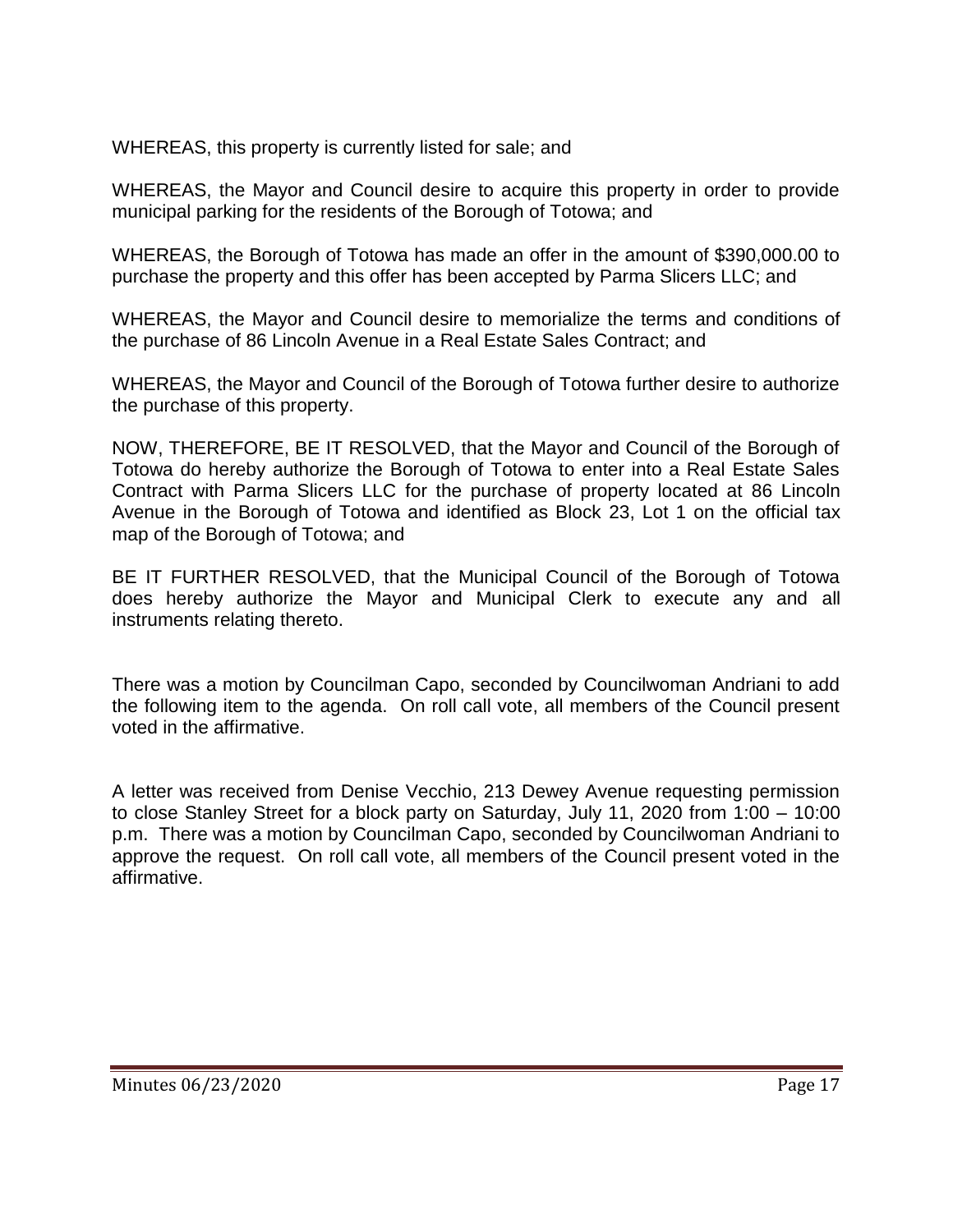WHEREAS, this property is currently listed for sale; and

WHEREAS, the Mayor and Council desire to acquire this property in order to provide municipal parking for the residents of the Borough of Totowa; and

WHEREAS, the Borough of Totowa has made an offer in the amount of $390,000.00 to purchase the property and this offer has been accepted by Parma Slicers LLC; and

WHEREAS, the Mayor and Council desire to memorialize the terms and conditions of the purchase of 86 Lincoln Avenue in a Real Estate Sales Contract; and

WHEREAS, the Mayor and Council of the Borough of Totowa further desire to authorize the purchase of this property.

NOW, THEREFORE, BE IT RESOLVED, that the Mayor and Council of the Borough of Totowa do hereby authorize the Borough of Totowa to enter into a Real Estate Sales Contract with Parma Slicers LLC for the purchase of property located at 86 Lincoln Avenue in the Borough of Totowa and identified as Block 23, Lot 1 on the official tax map of the Borough of Totowa; and

BE IT FURTHER RESOLVED, that the Municipal Council of the Borough of Totowa does hereby authorize the Mayor and Municipal Clerk to execute any and all instruments relating thereto.

There was a motion by Councilman Capo, seconded by Councilwoman Andriani to add the following item to the agenda. On roll call vote, all members of the Council present voted in the affirmative.

A letter was received from Denise Vecchio, 213 Dewey Avenue requesting permission to close Stanley Street for a block party on Saturday, July 11, 2020 from 1:00 – 10:00 p.m. There was a motion by Councilman Capo, seconded by Councilwoman Andriani to approve the request. On roll call vote, all members of the Council present voted in the affirmative.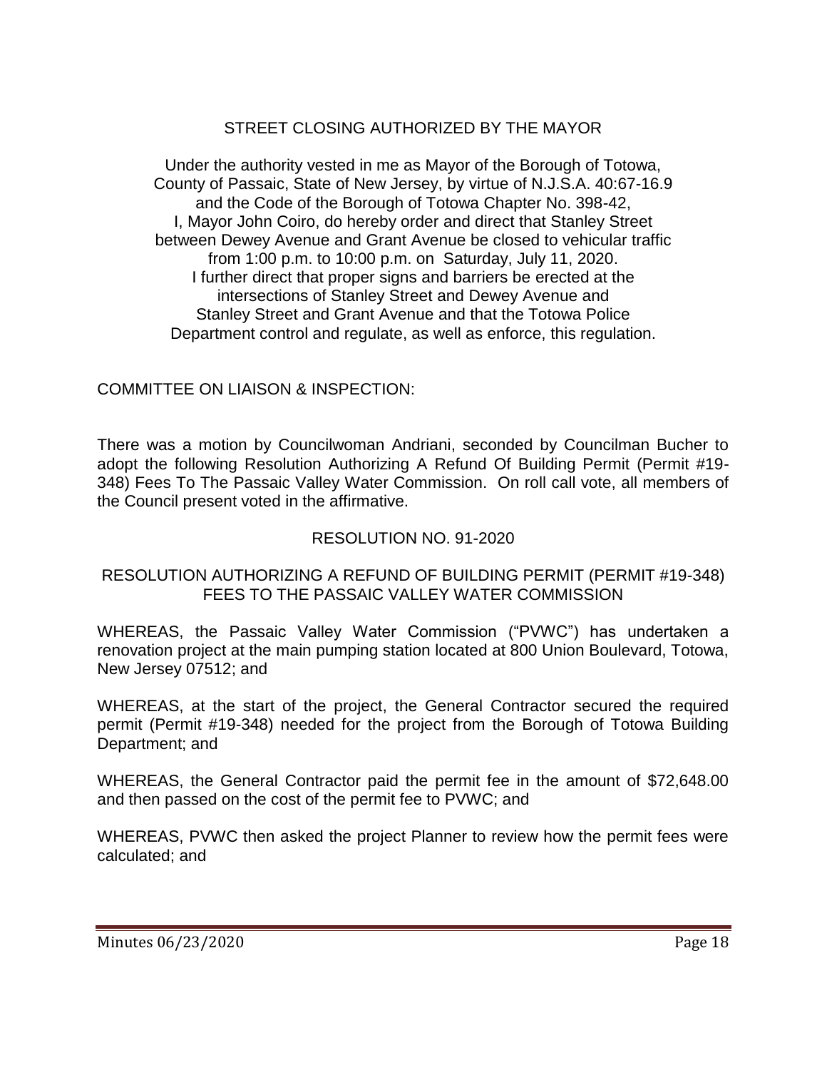STREET CLOSING AUTHORIZED BY THE MAYOR

Under the authority vested in me as Mayor of the Borough of Totowa, County of Passaic, State of New Jersey, by virtue of N.J.S.A. 40:67-16.9 and the Code of the Borough of Totowa Chapter No. 398-42, I, Mayor John Coiro, do hereby order and direct that Stanley Street between Dewey Avenue and Grant Avenue be closed to vehicular traffic from 1:00 p.m. to 10:00 p.m. on Saturday, July 11, 2020. I further direct that proper signs and barriers be erected at the intersections of Stanley Street and Dewey Avenue and Stanley Street and Grant Avenue and that the Totowa Police Department control and regulate, as well as enforce, this regulation.

COMMITTEE ON LIAISON & INSPECTION:

There was a motion by Councilwoman Andriani, seconded by Councilman Bucher to adopt the following Resolution Authorizing A Refund Of Building Permit (Permit #19-348) Fees To The Passaic Valley Water Commission. On roll call vote, all members of the Council present voted in the affirmative.

RESOLUTION NO. 91-2020

RESOLUTION AUTHORIZING A REFUND OF BUILDING PERMIT (PERMIT #19-348) FEES TO THE PASSAIC VALLEY WATER COMMISSION

WHEREAS, the Passaic Valley Water Commission ("PVWC") has undertaken a renovation project at the main pumping station located at 800 Union Boulevard, Totowa, New Jersey 07512; and

WHEREAS, at the start of the project, the General Contractor secured the required permit (Permit #19-348) needed for the project from the Borough of Totowa Building Department; and

WHEREAS, the General Contractor paid the permit fee in the amount of $72,648.00 and then passed on the cost of the permit fee to PVWC; and

WHEREAS, PVWC then asked the project Planner to review how the permit fees were calculated; and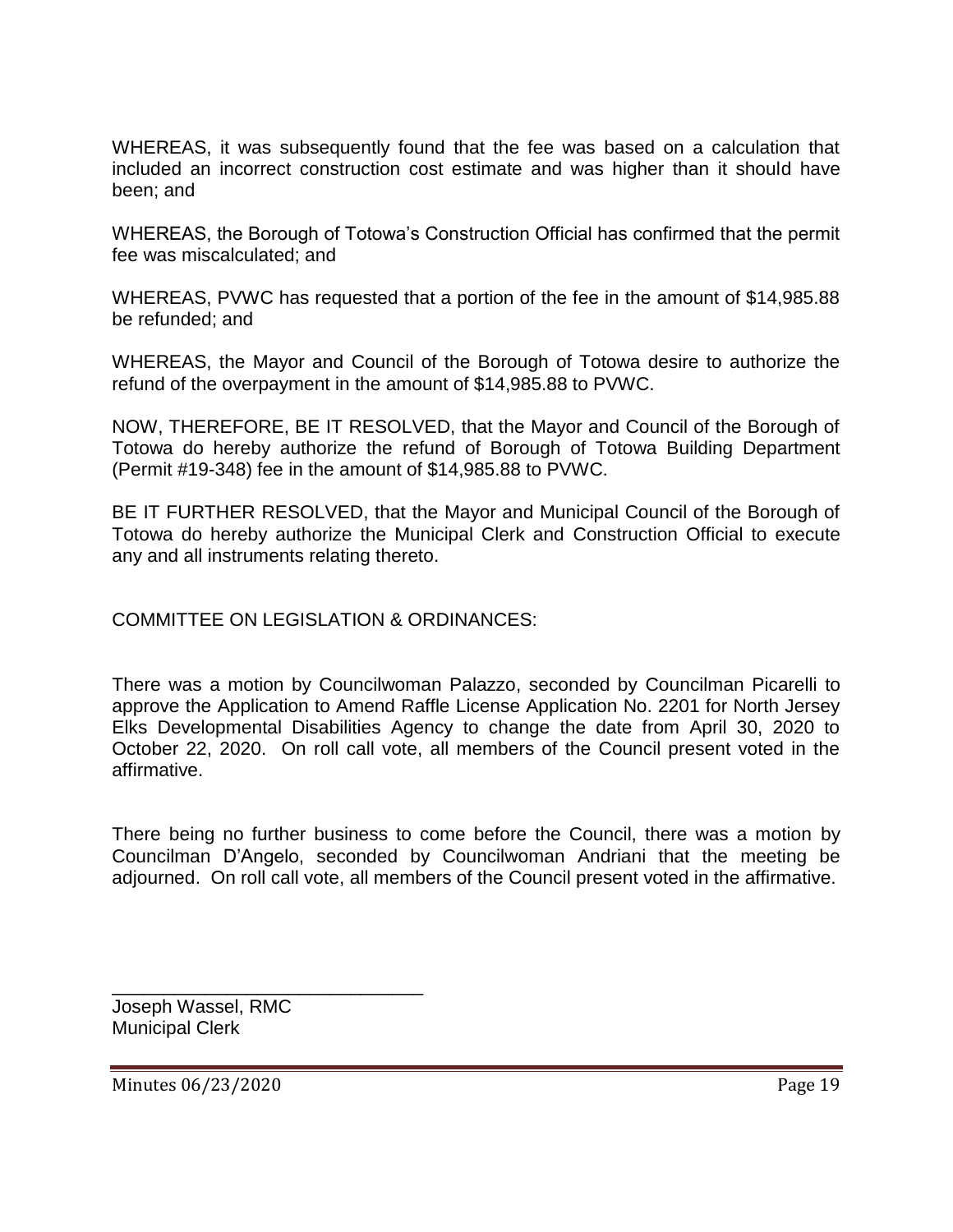WHEREAS, it was subsequently found that the fee was based on a calculation that included an incorrect construction cost estimate and was higher than it should have been; and

WHEREAS, the Borough of Totowa's Construction Official has confirmed that the permit fee was miscalculated; and

WHEREAS, PVWC has requested that a portion of the fee in the amount of $14,985.88 be refunded; and

WHEREAS, the Mayor and Council of the Borough of Totowa desire to authorize the refund of the overpayment in the amount of $14,985.88 to PVWC.

NOW, THEREFORE, BE IT RESOLVED, that the Mayor and Council of the Borough of Totowa do hereby authorize the refund of Borough of Totowa Building Department (Permit #19-348) fee in the amount of $14,985.88 to PVWC.

BE IT FURTHER RESOLVED, that the Mayor and Municipal Council of the Borough of Totowa do hereby authorize the Municipal Clerk and Construction Official to execute any and all instruments relating thereto.

COMMITTEE ON LEGISLATION & ORDINANCES:

There was a motion by Councilwoman Palazzo, seconded by Councilman Picarelli to approve the Application to Amend Raffle License Application No. 2201 for North Jersey Elks Developmental Disabilities Agency to change the date from April 30, 2020 to October 22, 2020. On roll call vote, all members of the Council present voted in the affirmative.

There being no further business to come before the Council, there was a motion by Councilman D'Angelo, seconded by Councilwoman Andriani that the meeting be adjourned. On roll call vote, all members of the Council present voted in the affirmative.

\_\_\_\_\_\_\_\_\_\_\_\_\_\_\_\_\_\_\_\_\_\_\_\_\_\_\_\_\_\_\_

Joseph Wassel, RMC
Municipal Clerk